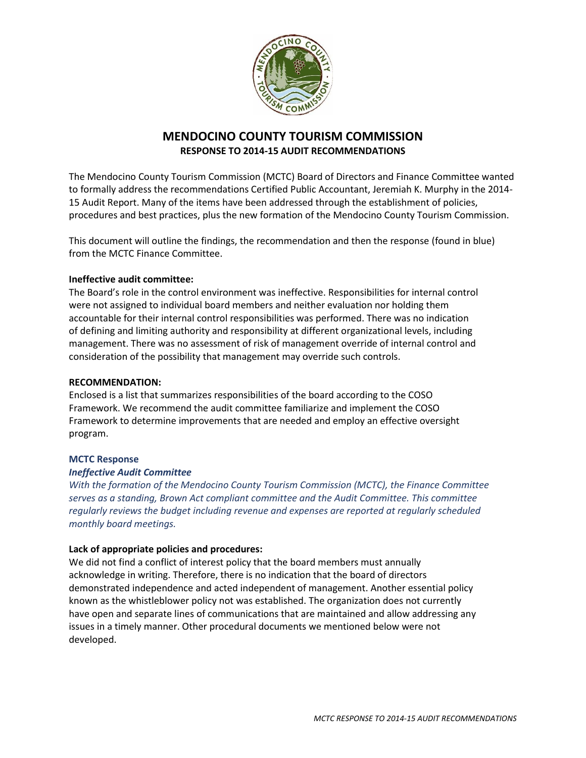# MENDOCINO COUNTY TOURISM COMMISSION

## RESPONSE TO 2014-15 AUDIT RECOMMENDATIONS

The Mendocino County Tourism Commission (MCTC) Board of Directors and Finance Committee wanted to formally address the recommendations Certified Public Accountant, Jeremiah K. Murphy in the 2014-15 Audit Report. Many of the items have been addressed through the establishment of policies, procedures and best practices, plus the new formation of the Mendocino County Tourism Commission.

This document will outline the findings, the recommendation and then the response (found in blue) from the MCTC Finance Committee.

**Ineffective audit committee:**

The Board's role in the control environment was ineffective. Responsibilities for internal control were not assigned to individual board members and neither evaluation nor holding them accountable for their internal control responsibilities was performed. There was no indication of defining and limiting authority and responsibility at different organizational levels, including management. There was no assessment of risk of management override of internal control and consideration of the possibility that management may override such controls.

**RECOMMENDATION:**

Enclosed is a list that summarizes responsibilities of the board according to the COSO Framework. We recommend the audit committee familiarize and implement the COSO Framework to determine improvements that are needed and employ an effective oversight program.

**MCTC Response**

***Ineffective Audit Committee***

*With the formation of the Mendocino County Tourism Commission (MCTC), the Finance Committee serves as a standing, Brown Act compliant committee and the Audit Committee. This committee regularly reviews the budget including revenue and expenses are reported at regularly scheduled monthly board meetings.*

**Lack of appropriate policies and procedures:**

We did not find a conflict of interest policy that the board members must annually acknowledge in writing. Therefore, there is no indication that the board of directors demonstrated independence and acted independent of management. Another essential policy known as the whistleblower policy not was established. The organization does not currently have open and separate lines of communications that are maintained and allow addressing any issues in a timely manner. Other procedural documents we mentioned below were not developed.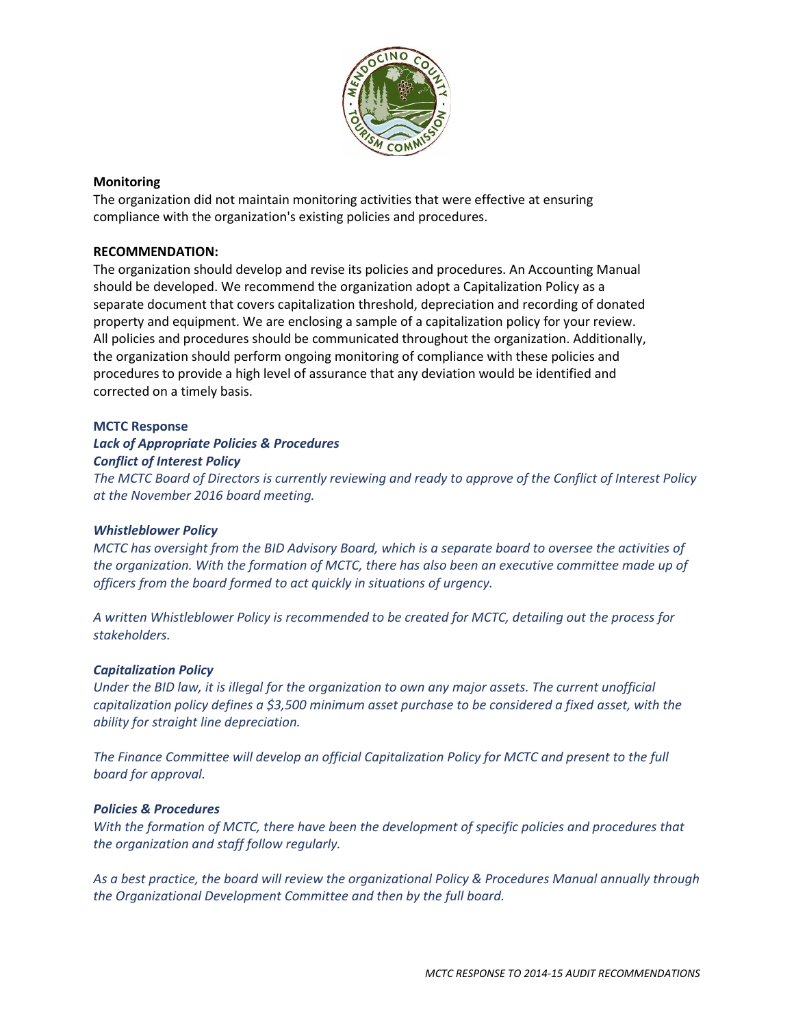**Monitoring**

The organization did not maintain monitoring activities that were effective at ensuring compliance with the organization's existing policies and procedures.

**RECOMMENDATION:**

The organization should develop and revise its policies and procedures. An Accounting Manual should be developed. We recommend the organization adopt a Capitalization Policy as a separate document that covers capitalization threshold, depreciation and recording of donated property and equipment. We are enclosing a sample of a capitalization policy for your review. All policies and procedures should be communicated throughout the organization. Additionally, the organization should perform ongoing monitoring of compliance with these policies and procedures to provide a high level of assurance that any deviation would be identified and corrected on a timely basis.

**MCTC Response**

***Lack of Appropriate Policies & Procedures***

***Conflict of Interest Policy***

*The MCTC Board of Directors is currently reviewing and ready to approve of the Conflict of Interest Policy at the November 2016 board meeting.*

***Whistleblower Policy***

*MCTC has oversight from the BID Advisory Board, which is a separate board to oversee the activities of the organization. With the formation of MCTC, there has also been an executive committee made up of officers from the board formed to act quickly in situations of urgency.*

*A written Whistleblower Policy is recommended to be created for MCTC, detailing out the process for stakeholders.*

***Capitalization Policy***

*Under the BID law, it is illegal for the organization to own any major assets. The current unofficial capitalization policy defines a $3,500 minimum asset purchase to be considered a fixed asset, with the ability for straight line depreciation.*

*The Finance Committee will develop an official Capitalization Policy for MCTC and present to the full board for approval.*

***Policies & Procedures***

*With the formation of MCTC, there have been the development of specific policies and procedures that the organization and staff follow regularly.*

*As a best practice, the board will review the organizational Policy & Procedures Manual annually through the Organizational Development Committee and then by the full board.*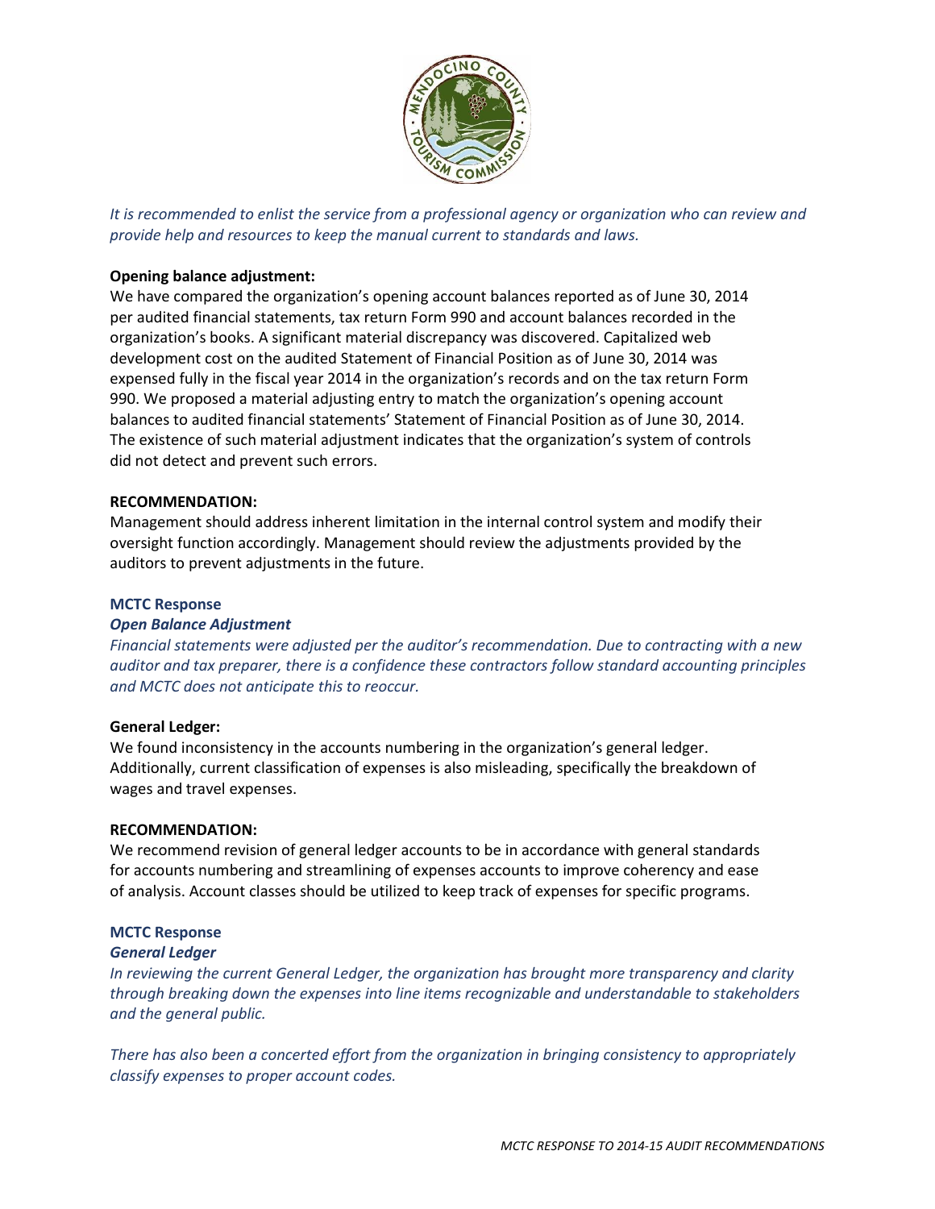*It is recommended to enlist the service from a professional agency or organization who can review and provide help and resources to keep the manual current to standards and laws.*

**Opening balance adjustment:**
We have compared the organization's opening account balances reported as of June 30, 2014 per audited financial statements, tax return Form 990 and account balances recorded in the organization's books. A significant material discrepancy was discovered. Capitalized web development cost on the audited Statement of Financial Position as of June 30, 2014 was expensed fully in the fiscal year 2014 in the organization's records and on the tax return Form 990. We proposed a material adjusting entry to match the organization's opening account balances to audited financial statements' Statement of Financial Position as of June 30, 2014. The existence of such material adjustment indicates that the organization's system of controls did not detect and prevent such errors.

**RECOMMENDATION:**
Management should address inherent limitation in the internal control system and modify their oversight function accordingly. Management should review the adjustments provided by the auditors to prevent adjustments in the future.

**MCTC Response**
***Open Balance Adjustment***
*Financial statements were adjusted per the auditor's recommendation. Due to contracting with a new auditor and tax preparer, there is a confidence these contractors follow standard accounting principles and MCTC does not anticipate this to reoccur.*

**General Ledger:**
We found inconsistency in the accounts numbering in the organization's general ledger. Additionally, current classification of expenses is also misleading, specifically the breakdown of wages and travel expenses.

**RECOMMENDATION:**
We recommend revision of general ledger accounts to be in accordance with general standards for accounts numbering and streamlining of expenses accounts to improve coherency and ease of analysis. Account classes should be utilized to keep track of expenses for specific programs.

**MCTC Response**
***General Ledger***
*In reviewing the current General Ledger, the organization has brought more transparency and clarity through breaking down the expenses into line items recognizable and understandable to stakeholders and the general public.*

*There has also been a concerted effort from the organization in bringing consistency to appropriately classify expenses to proper account codes.*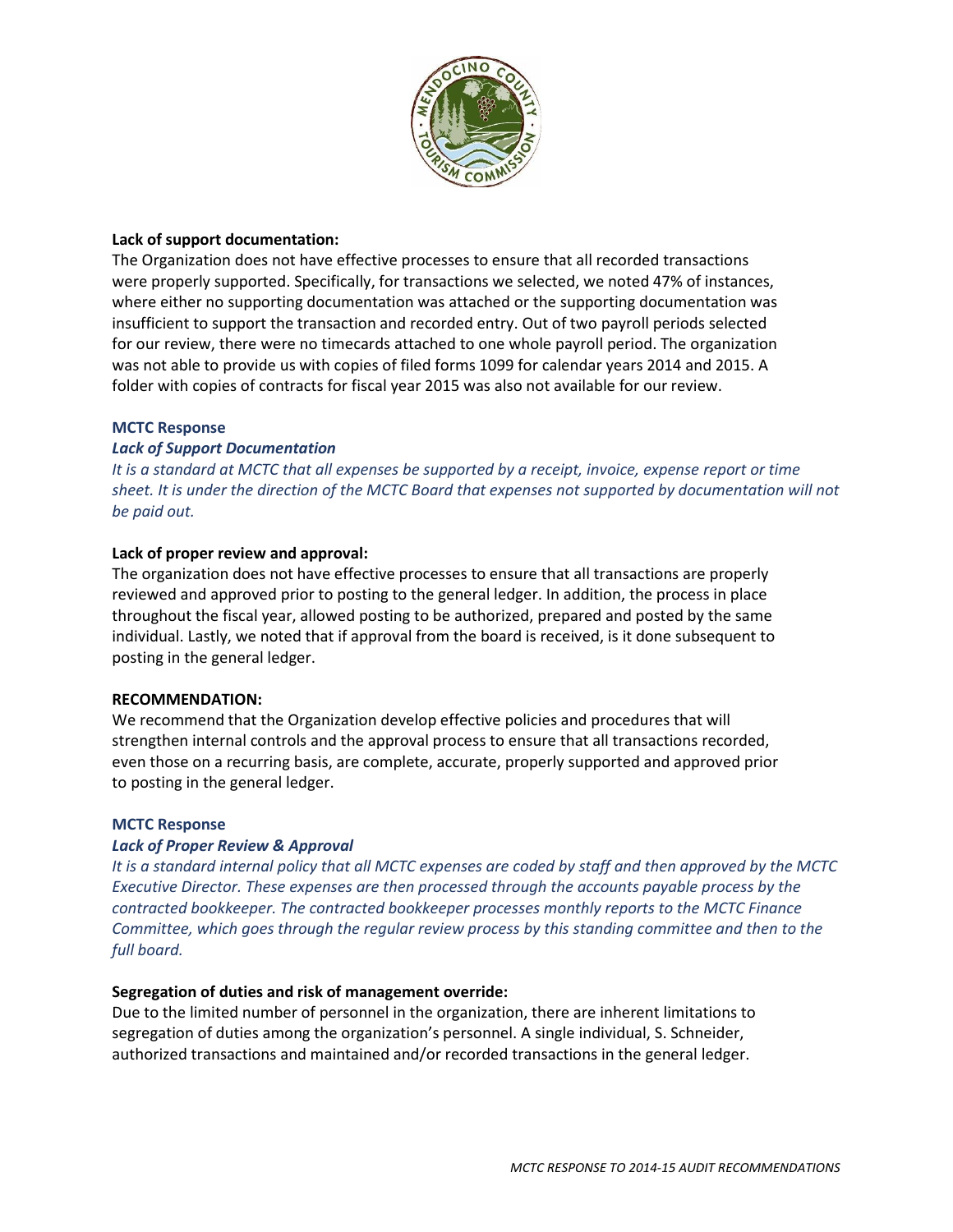**Lack of support documentation:**

The Organization does not have effective processes to ensure that all recorded transactions were properly supported. Specifically, for transactions we selected, we noted 47% of instances, where either no supporting documentation was attached or the supporting documentation was insufficient to support the transaction and recorded entry. Out of two payroll periods selected for our review, there were no timecards attached to one whole payroll period. The organization was not able to provide us with copies of filed forms 1099 for calendar years 2014 and 2015. A folder with copies of contracts for fiscal year 2015 was also not available for our review.

**MCTC Response**

***Lack of Support Documentation***

*It is a standard at MCTC that all expenses be supported by a receipt, invoice, expense report or time sheet. It is under the direction of the MCTC Board that expenses not supported by documentation will not be paid out.*

**Lack of proper review and approval:**

The organization does not have effective processes to ensure that all transactions are properly reviewed and approved prior to posting to the general ledger. In addition, the process in place throughout the fiscal year, allowed posting to be authorized, prepared and posted by the same individual. Lastly, we noted that if approval from the board is received, is it done subsequent to posting in the general ledger.

**RECOMMENDATION:**

We recommend that the Organization develop effective policies and procedures that will strengthen internal controls and the approval process to ensure that all transactions recorded, even those on a recurring basis, are complete, accurate, properly supported and approved prior to posting in the general ledger.

**MCTC Response**

***Lack of Proper Review & Approval***

*It is a standard internal policy that all MCTC expenses are coded by staff and then approved by the MCTC Executive Director. These expenses are then processed through the accounts payable process by the contracted bookkeeper. The contracted bookkeeper processes monthly reports to the MCTC Finance Committee, which goes through the regular review process by this standing committee and then to the full board.*

**Segregation of duties and risk of management override:**

Due to the limited number of personnel in the organization, there are inherent limitations to segregation of duties among the organization's personnel. A single individual, S. Schneider, authorized transactions and maintained and/or recorded transactions in the general ledger.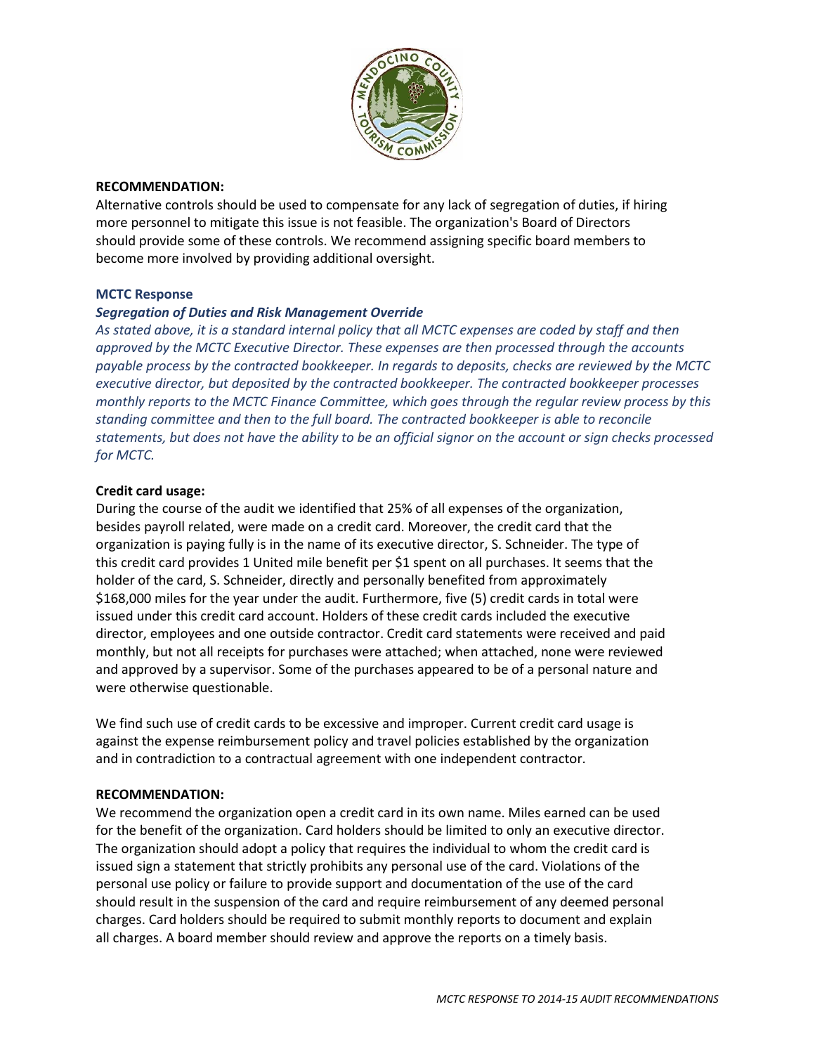**RECOMMENDATION:**

Alternative controls should be used to compensate for any lack of segregation of duties, if hiring more personnel to mitigate this issue is not feasible. The organization's Board of Directors should provide some of these controls. We recommend assigning specific board members to become more involved by providing additional oversight.

**MCTC Response**

***Segregation of Duties and Risk Management Override***

*As stated above, it is a standard internal policy that all MCTC expenses are coded by staff and then approved by the MCTC Executive Director. These expenses are then processed through the accounts payable process by the contracted bookkeeper. In regards to deposits, checks are reviewed by the MCTC executive director, but deposited by the contracted bookkeeper. The contracted bookkeeper processes monthly reports to the MCTC Finance Committee, which goes through the regular review process by this standing committee and then to the full board. The contracted bookkeeper is able to reconcile statements, but does not have the ability to be an official signor on the account or sign checks processed for MCTC.*

**Credit card usage:**

During the course of the audit we identified that 25% of all expenses of the organization, besides payroll related, were made on a credit card. Moreover, the credit card that the organization is paying fully is in the name of its executive director, S. Schneider. The type of this credit card provides 1 United mile benefit per $1 spent on all purchases. It seems that the holder of the card, S. Schneider, directly and personally benefited from approximately $168,000 miles for the year under the audit. Furthermore, five (5) credit cards in total were issued under this credit card account. Holders of these credit cards included the executive director, employees and one outside contractor. Credit card statements were received and paid monthly, but not all receipts for purchases were attached; when attached, none were reviewed and approved by a supervisor. Some of the purchases appeared to be of a personal nature and were otherwise questionable.

We find such use of credit cards to be excessive and improper. Current credit card usage is against the expense reimbursement policy and travel policies established by the organization and in contradiction to a contractual agreement with one independent contractor.

**RECOMMENDATION:**

We recommend the organization open a credit card in its own name. Miles earned can be used for the benefit of the organization. Card holders should be limited to only an executive director. The organization should adopt a policy that requires the individual to whom the credit card is issued sign a statement that strictly prohibits any personal use of the card. Violations of the personal use policy or failure to provide support and documentation of the use of the card should result in the suspension of the card and require reimbursement of any deemed personal charges. Card holders should be required to submit monthly reports to document and explain all charges. A board member should review and approve the reports on a timely basis.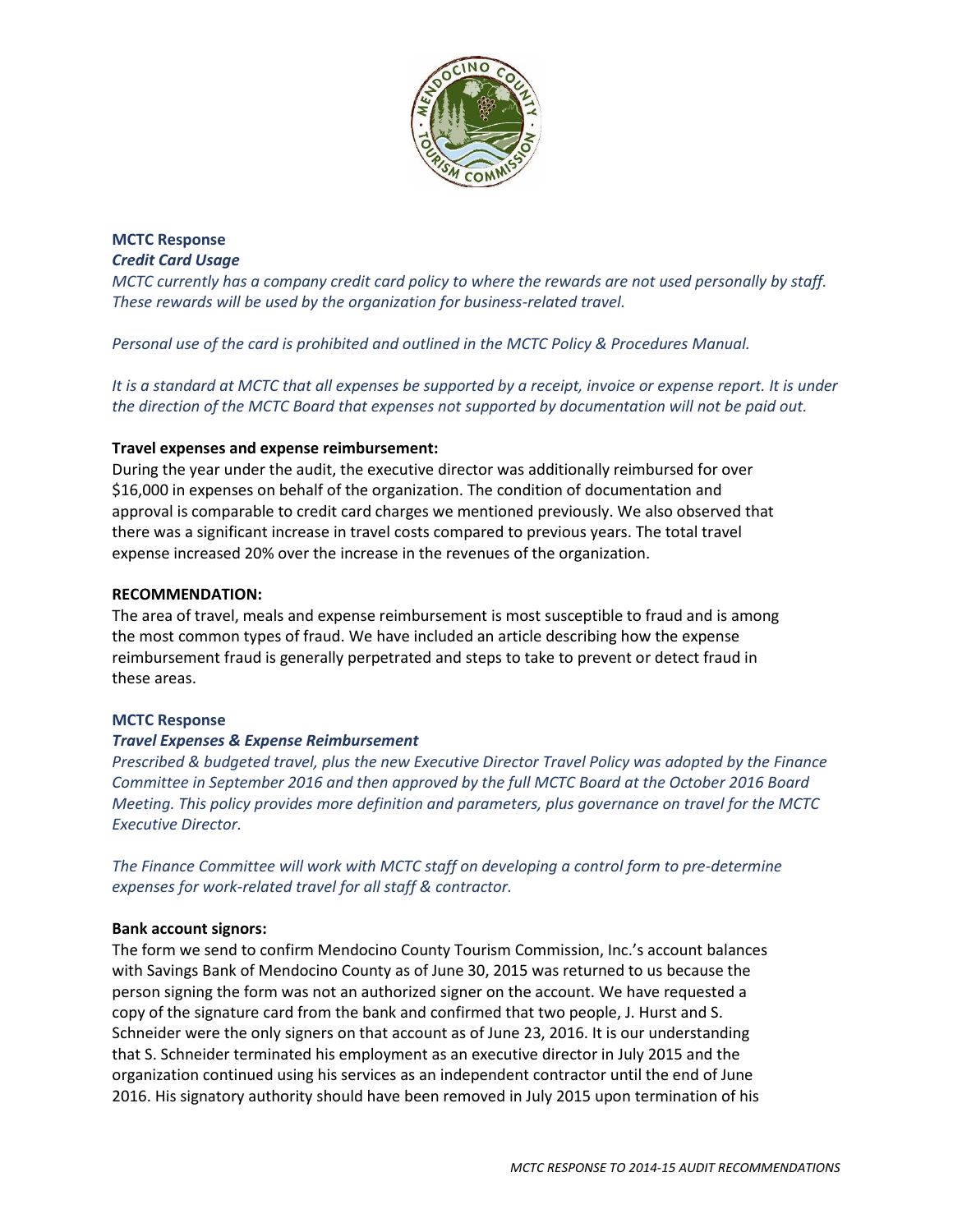**MCTC Response**
***Credit Card Usage***
*MCTC currently has a company credit card policy to where the rewards are not used personally by staff. These rewards will be used by the organization for business-related travel.*

*Personal use of the card is prohibited and outlined in the MCTC Policy & Procedures Manual.*

*It is a standard at MCTC that all expenses be supported by a receipt, invoice or expense report. It is under the direction of the MCTC Board that expenses not supported by documentation will not be paid out.*

**Travel expenses and expense reimbursement:**
During the year under the audit, the executive director was additionally reimbursed for over $16,000 in expenses on behalf of the organization. The condition of documentation and approval is comparable to credit card charges we mentioned previously. We also observed that there was a significant increase in travel costs compared to previous years. The total travel expense increased 20% over the increase in the revenues of the organization.

**RECOMMENDATION:**
The area of travel, meals and expense reimbursement is most susceptible to fraud and is among the most common types of fraud. We have included an article describing how the expense reimbursement fraud is generally perpetrated and steps to take to prevent or detect fraud in these areas.

**MCTC Response**
***Travel Expenses & Expense Reimbursement***
*Prescribed & budgeted travel, plus the new Executive Director Travel Policy was adopted by the Finance Committee in September 2016 and then approved by the full MCTC Board at the October 2016 Board Meeting. This policy provides more definition and parameters, plus governance on travel for the MCTC Executive Director.*

*The Finance Committee will work with MCTC staff on developing a control form to pre-determine expenses for work-related travel for all staff & contractor.*

**Bank account signors:**
The form we send to confirm Mendocino County Tourism Commission, Inc.'s account balances with Savings Bank of Mendocino County as of June 30, 2015 was returned to us because the person signing the form was not an authorized signer on the account. We have requested a copy of the signature card from the bank and confirmed that two people, J. Hurst and S. Schneider were the only signers on that account as of June 23, 2016. It is our understanding that S. Schneider terminated his employment as an executive director in July 2015 and the organization continued using his services as an independent contractor until the end of June 2016. His signatory authority should have been removed in July 2015 upon termination of his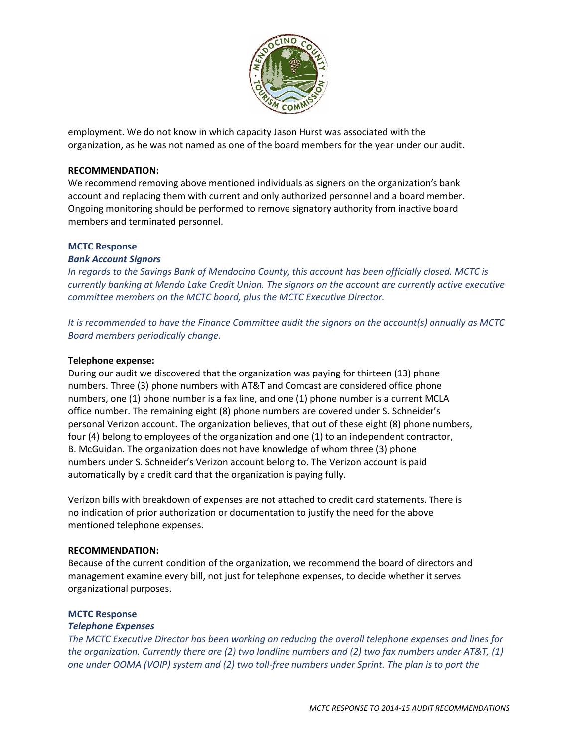employment. We do not know in which capacity Jason Hurst was associated with the organization, as he was not named as one of the board members for the year under our audit.

**RECOMMENDATION:**

We recommend removing above mentioned individuals as signers on the organization's bank account and replacing them with current and only authorized personnel and a board member. Ongoing monitoring should be performed to remove signatory authority from inactive board members and terminated personnel.

**MCTC Response**

***Bank Account Signors***

*In regards to the Savings Bank of Mendocino County, this account has been officially closed. MCTC is currently banking at Mendo Lake Credit Union. The signors on the account are currently active executive committee members on the MCTC board, plus the MCTC Executive Director.*

*It is recommended to have the Finance Committee audit the signors on the account(s) annually as MCTC Board members periodically change.*

**Telephone expense:**

During our audit we discovered that the organization was paying for thirteen (13) phone numbers. Three (3) phone numbers with AT&T and Comcast are considered office phone numbers, one (1) phone number is a fax line, and one (1) phone number is a current MCLA office number. The remaining eight (8) phone numbers are covered under S. Schneider's personal Verizon account. The organization believes, that out of these eight (8) phone numbers, four (4) belong to employees of the organization and one (1) to an independent contractor, B. McGuidan. The organization does not have knowledge of whom three (3) phone numbers under S. Schneider's Verizon account belong to. The Verizon account is paid automatically by a credit card that the organization is paying fully.

Verizon bills with breakdown of expenses are not attached to credit card statements. There is no indication of prior authorization or documentation to justify the need for the above mentioned telephone expenses.

**RECOMMENDATION:**

Because of the current condition of the organization, we recommend the board of directors and management examine every bill, not just for telephone expenses, to decide whether it serves organizational purposes.

**MCTC Response**

***Telephone Expenses***

*The MCTC Executive Director has been working on reducing the overall telephone expenses and lines for the organization. Currently there are (2) two landline numbers and (2) two fax numbers under AT&T, (1) one under OOMA (VOIP) system and (2) two toll-free numbers under Sprint. The plan is to port the*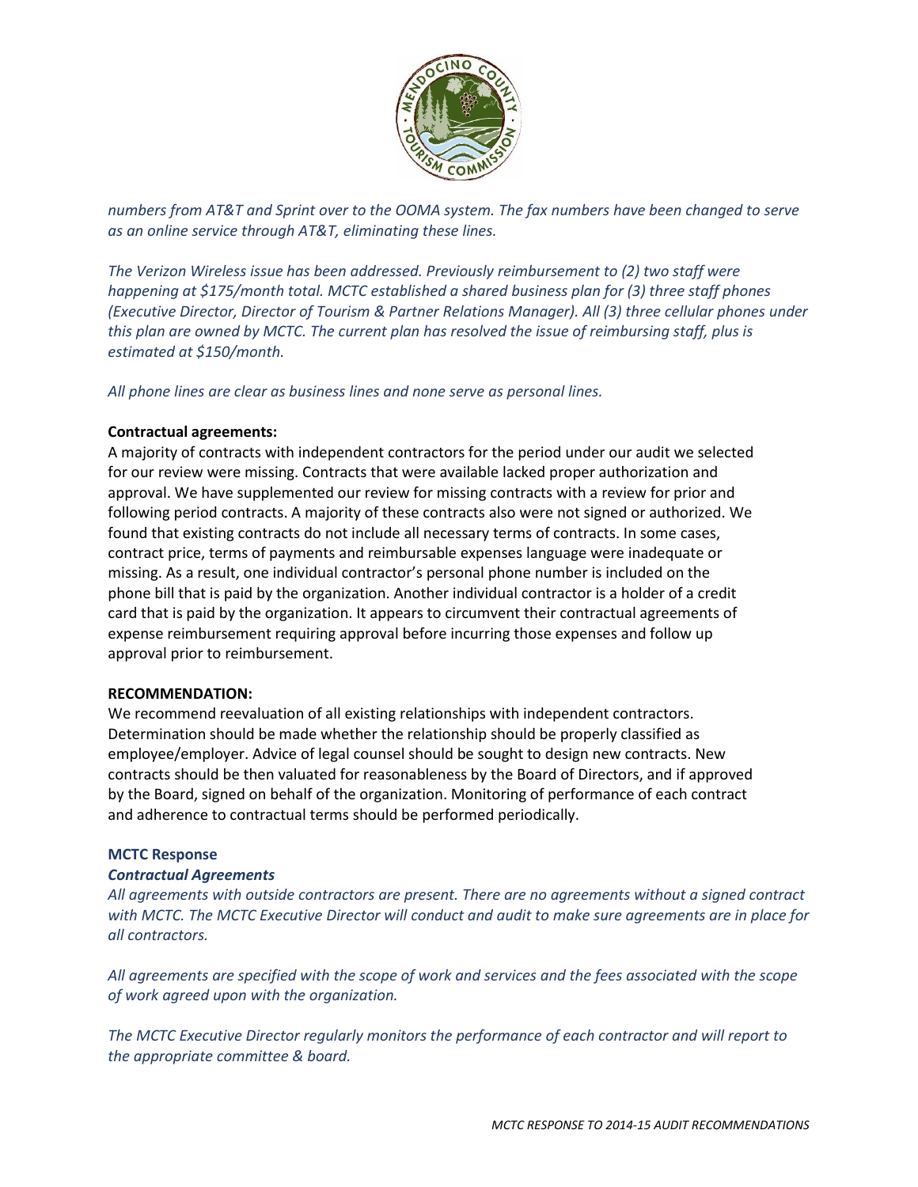*numbers from AT&T and Sprint over to the OOMA system. The fax numbers have been changed to serve as an online service through AT&T, eliminating these lines.*

*The Verizon Wireless issue has been addressed. Previously reimbursement to (2) two staff were happening at $175/month total. MCTC established a shared business plan for (3) three staff phones (Executive Director, Director of Tourism & Partner Relations Manager). All (3) three cellular phones under this plan are owned by MCTC. The current plan has resolved the issue of reimbursing staff, plus is estimated at $150/month.*

*All phone lines are clear as business lines and none serve as personal lines.*

**Contractual agreements:**

A majority of contracts with independent contractors for the period under our audit we selected for our review were missing. Contracts that were available lacked proper authorization and approval. We have supplemented our review for missing contracts with a review for prior and following period contracts. A majority of these contracts also were not signed or authorized. We found that existing contracts do not include all necessary terms of contracts. In some cases, contract price, terms of payments and reimbursable expenses language were inadequate or missing. As a result, one individual contractor's personal phone number is included on the phone bill that is paid by the organization. Another individual contractor is a holder of a credit card that is paid by the organization. It appears to circumvent their contractual agreements of expense reimbursement requiring approval before incurring those expenses and follow up approval prior to reimbursement.

**RECOMMENDATION:**

We recommend reevaluation of all existing relationships with independent contractors. Determination should be made whether the relationship should be properly classified as employee/employer. Advice of legal counsel should be sought to design new contracts. New contracts should be then valuated for reasonableness by the Board of Directors, and if approved by the Board, signed on behalf of the organization. Monitoring of performance of each contract and adherence to contractual terms should be performed periodically.

**MCTC Response**

***Contractual Agreements***

*All agreements with outside contractors are present. There are no agreements without a signed contract with MCTC. The MCTC Executive Director will conduct and audit to make sure agreements are in place for all contractors.*

*All agreements are specified with the scope of work and services and the fees associated with the scope of work agreed upon with the organization.*

*The MCTC Executive Director regularly monitors the performance of each contractor and will report to the appropriate committee & board.*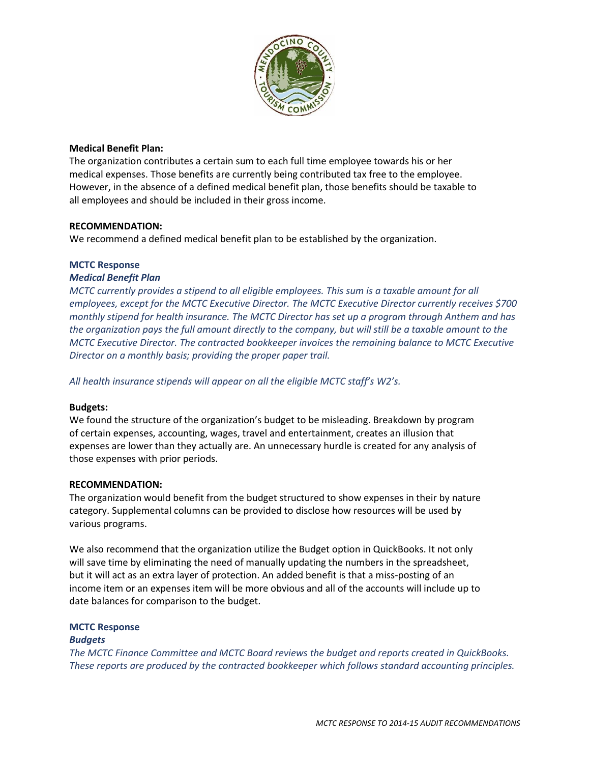**Medical Benefit Plan:**

The organization contributes a certain sum to each full time employee towards his or her medical expenses. Those benefits are currently being contributed tax free to the employee. However, in the absence of a defined medical benefit plan, those benefits should be taxable to all employees and should be included in their gross income.

**RECOMMENDATION:**

We recommend a defined medical benefit plan to be established by the organization.

**MCTC Response**

***Medical Benefit Plan***

*MCTC currently provides a stipend to all eligible employees. This sum is a taxable amount for all employees, except for the MCTC Executive Director. The MCTC Executive Director currently receives $700 monthly stipend for health insurance. The MCTC Director has set up a program through Anthem and has the organization pays the full amount directly to the company, but will still be a taxable amount to the MCTC Executive Director. The contracted bookkeeper invoices the remaining balance to MCTC Executive Director on a monthly basis; providing the proper paper trail.*

*All health insurance stipends will appear on all the eligible MCTC staff's W2's.*

**Budgets:**

We found the structure of the organization's budget to be misleading. Breakdown by program of certain expenses, accounting, wages, travel and entertainment, creates an illusion that expenses are lower than they actually are. An unnecessary hurdle is created for any analysis of those expenses with prior periods.

**RECOMMENDATION:**

The organization would benefit from the budget structured to show expenses in their by nature category. Supplemental columns can be provided to disclose how resources will be used by various programs.

We also recommend that the organization utilize the Budget option in QuickBooks. It not only will save time by eliminating the need of manually updating the numbers in the spreadsheet, but it will act as an extra layer of protection. An added benefit is that a miss-posting of an income item or an expenses item will be more obvious and all of the accounts will include up to date balances for comparison to the budget.

**MCTC Response**

***Budgets***

*The MCTC Finance Committee and MCTC Board reviews the budget and reports created in QuickBooks. These reports are produced by the contracted bookkeeper which follows standard accounting principles.*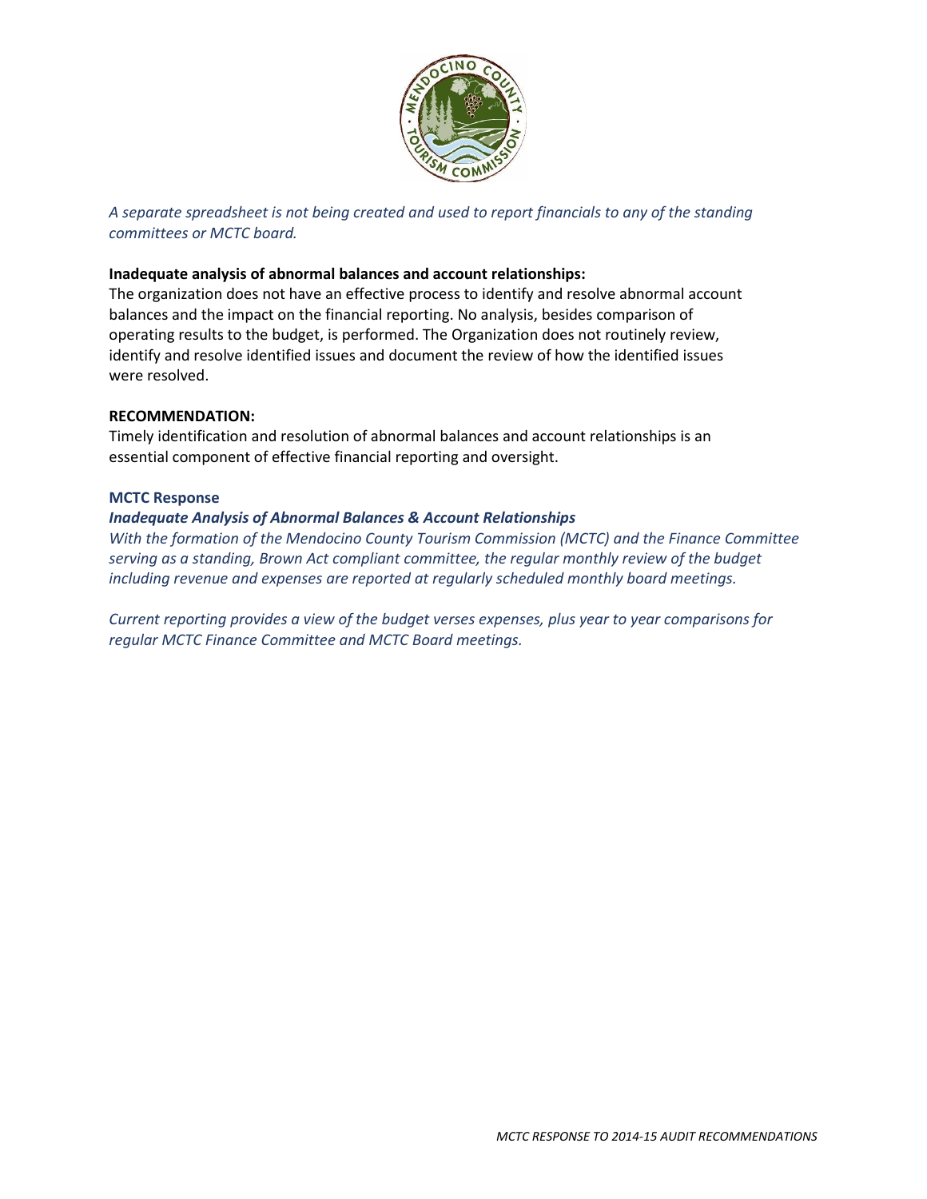*A separate spreadsheet is not being created and used to report financials to any of the standing committees or MCTC board.*

**Inadequate analysis of abnormal balances and account relationships:**
The organization does not have an effective process to identify and resolve abnormal account balances and the impact on the financial reporting. No analysis, besides comparison of operating results to the budget, is performed. The Organization does not routinely review, identify and resolve identified issues and document the review of how the identified issues were resolved.

**RECOMMENDATION:**
Timely identification and resolution of abnormal balances and account relationships is an essential component of effective financial reporting and oversight.

**MCTC Response**

***Inadequate Analysis of Abnormal Balances & Account Relationships***
*With the formation of the Mendocino County Tourism Commission (MCTC) and the Finance Committee serving as a standing, Brown Act compliant committee, the regular monthly review of the budget including revenue and expenses are reported at regularly scheduled monthly board meetings.*

*Current reporting provides a view of the budget verses expenses, plus year to year comparisons for regular MCTC Finance Committee and MCTC Board meetings.*